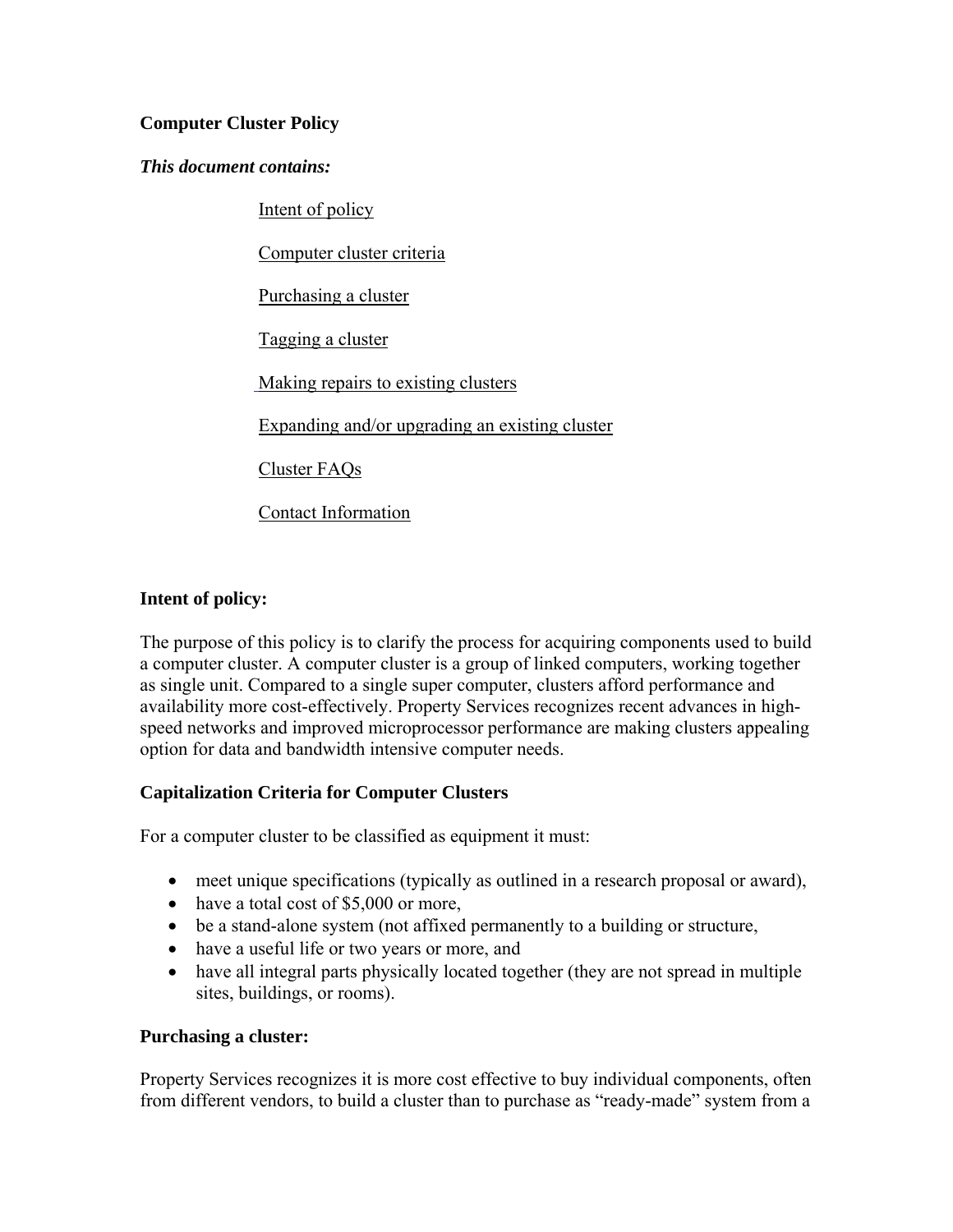**Computer Cluster Policy**

***This document contains:***

- Intent of policy
- Computer cluster criteria
- Purchasing a cluster
- Tagging a cluster
- Making repairs to existing clusters
- Expanding and/or upgrading an existing cluster
- Cluster FAQs
- Contact Information

**Intent of policy:**

The purpose of this policy is to clarify the process for acquiring components used to build a computer cluster. A computer cluster is a group of linked computers, working together as single unit. Compared to a single super computer, clusters afford performance and availability more cost-effectively. Property Services recognizes recent advances in high-speed networks and improved microprocessor performance are making clusters appealing option for data and bandwidth intensive computer needs.

**Capitalization Criteria for Computer Clusters**

For a computer cluster to be classified as equipment it must:

- meet unique specifications (typically as outlined in a research proposal or award),
- have a total cost of $5,000 or more,
- be a stand-alone system (not affixed permanently to a building or structure,
- have a useful life or two years or more, and
- have all integral parts physically located together (they are not spread in multiple sites, buildings, or rooms).

**Purchasing a cluster:**

Property Services recognizes it is more cost effective to buy individual components, often from different vendors, to build a cluster than to purchase as "ready-made" system from a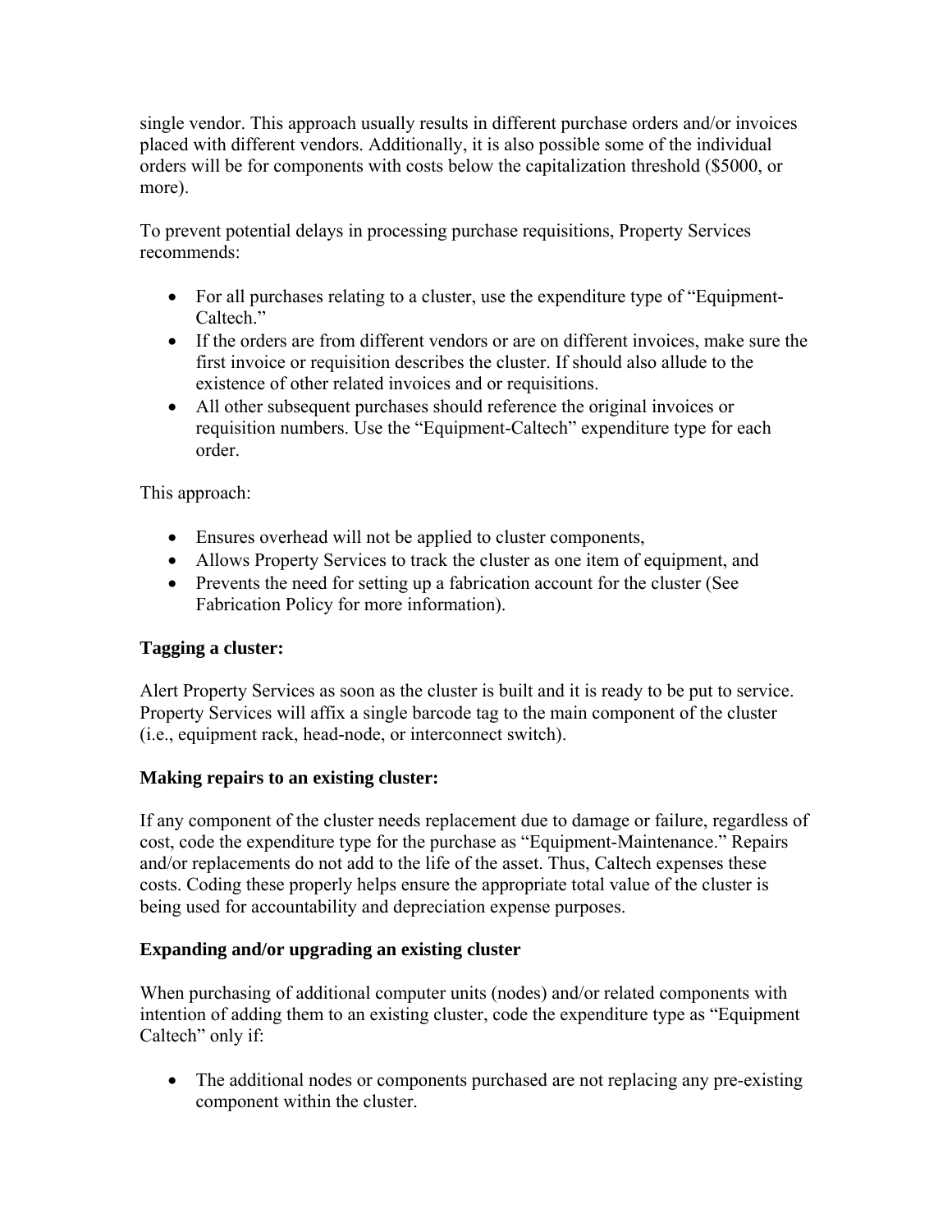single vendor. This approach usually results in different purchase orders and/or invoices placed with different vendors. Additionally, it is also possible some of the individual orders will be for components with costs below the capitalization threshold ($5000, or more).

To prevent potential delays in processing purchase requisitions, Property Services recommends:

- For all purchases relating to a cluster, use the expenditure type of "Equipment-Caltech."
- If the orders are from different vendors or are on different invoices, make sure the first invoice or requisition describes the cluster. If should also allude to the existence of other related invoices and or requisitions.
- All other subsequent purchases should reference the original invoices or requisition numbers. Use the "Equipment-Caltech" expenditure type for each order.

This approach:

- Ensures overhead will not be applied to cluster components,
- Allows Property Services to track the cluster as one item of equipment, and
- Prevents the need for setting up a fabrication account for the cluster (See Fabrication Policy for more information).

**Tagging a cluster:**

Alert Property Services as soon as the cluster is built and it is ready to be put to service. Property Services will affix a single barcode tag to the main component of the cluster (i.e., equipment rack, head-node, or interconnect switch).

**Making repairs to an existing cluster:**

If any component of the cluster needs replacement due to damage or failure, regardless of cost, code the expenditure type for the purchase as "Equipment-Maintenance." Repairs and/or replacements do not add to the life of the asset. Thus, Caltech expenses these costs. Coding these properly helps ensure the appropriate total value of the cluster is being used for accountability and depreciation expense purposes.

**Expanding and/or upgrading an existing cluster**

When purchasing of additional computer units (nodes) and/or related components with intention of adding them to an existing cluster, code the expenditure type as "Equipment Caltech" only if:

- The additional nodes or components purchased are not replacing any pre-existing component within the cluster.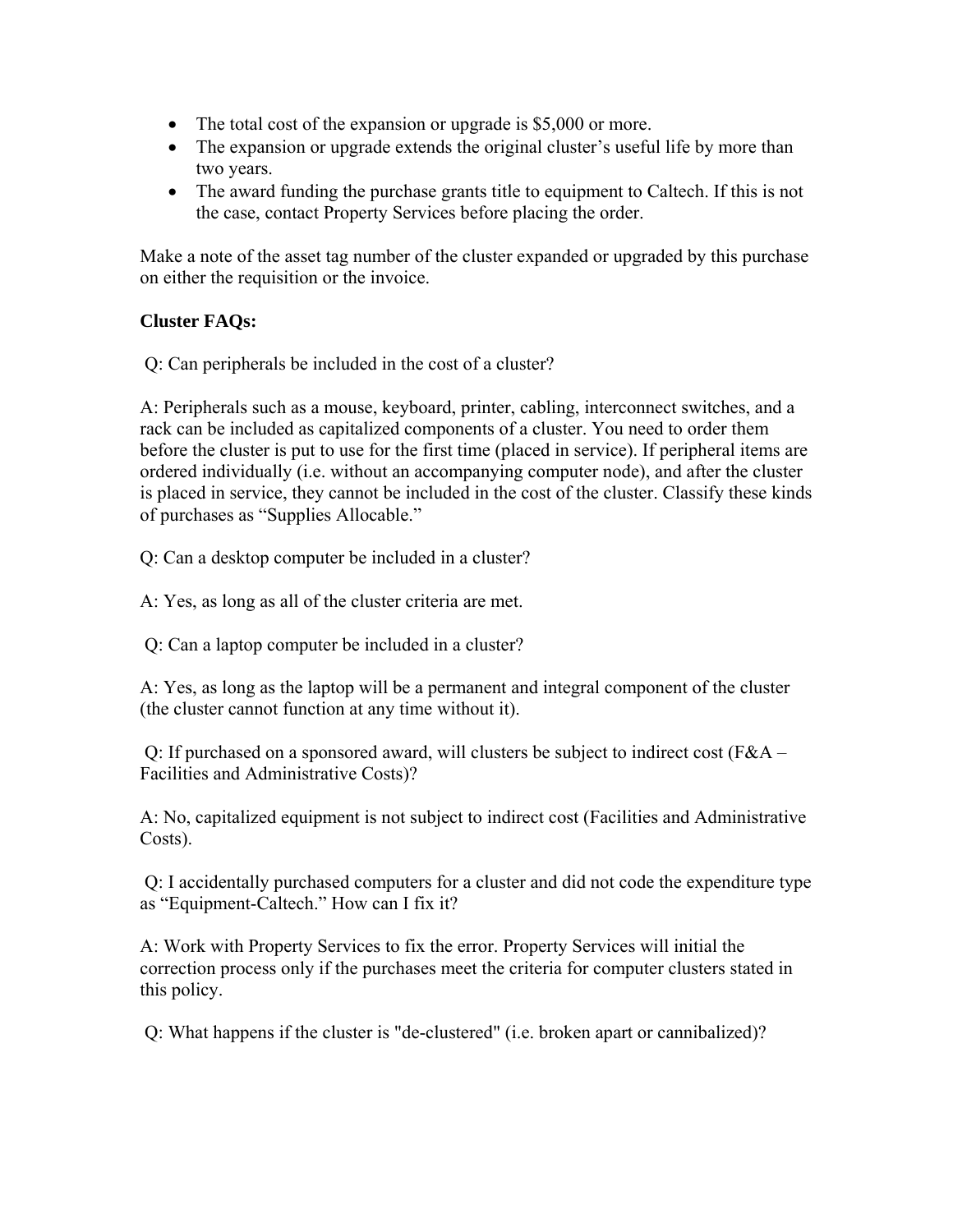- The total cost of the expansion or upgrade is $5,000 or more.
- The expansion or upgrade extends the original cluster's useful life by more than two years.
- The award funding the purchase grants title to equipment to Caltech. If this is not the case, contact Property Services before placing the order.

Make a note of the asset tag number of the cluster expanded or upgraded by this purchase on either the requisition or the invoice.

**Cluster FAQs:**

Q: Can peripherals be included in the cost of a cluster?

A: Peripherals such as a mouse, keyboard, printer, cabling, interconnect switches, and a rack can be included as capitalized components of a cluster. You need to order them before the cluster is put to use for the first time (placed in service). If peripheral items are ordered individually (i.e. without an accompanying computer node), and after the cluster is placed in service, they cannot be included in the cost of the cluster. Classify these kinds of purchases as "Supplies Allocable."

Q: Can a desktop computer be included in a cluster?

A: Yes, as long as all of the cluster criteria are met.

Q: Can a laptop computer be included in a cluster?

A: Yes, as long as the laptop will be a permanent and integral component of the cluster (the cluster cannot function at any time without it).

Q: If purchased on a sponsored award, will clusters be subject to indirect cost (F&A – Facilities and Administrative Costs)?

A: No, capitalized equipment is not subject to indirect cost (Facilities and Administrative Costs).

Q: I accidentally purchased computers for a cluster and did not code the expenditure type as "Equipment-Caltech." How can I fix it?

A: Work with Property Services to fix the error. Property Services will initial the correction process only if the purchases meet the criteria for computer clusters stated in this policy.

Q: What happens if the cluster is "de-clustered" (i.e. broken apart or cannibalized)?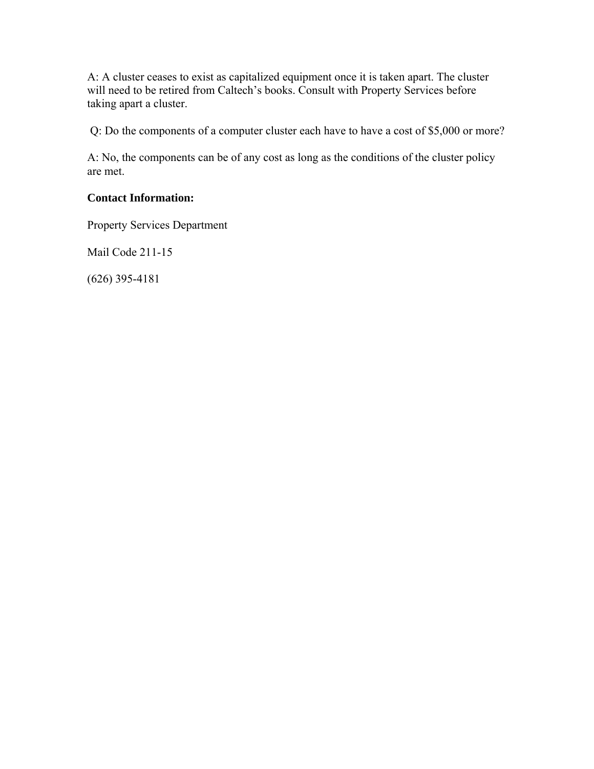A: A cluster ceases to exist as capitalized equipment once it is taken apart. The cluster will need to be retired from Caltech's books. Consult with Property Services before taking apart a cluster.

Q: Do the components of a computer cluster each have to have a cost of $5,000 or more?

A: No, the components can be of any cost as long as the conditions of the cluster policy are met.

**Contact Information:**

Property Services Department

Mail Code 211-15

(626) 395-4181